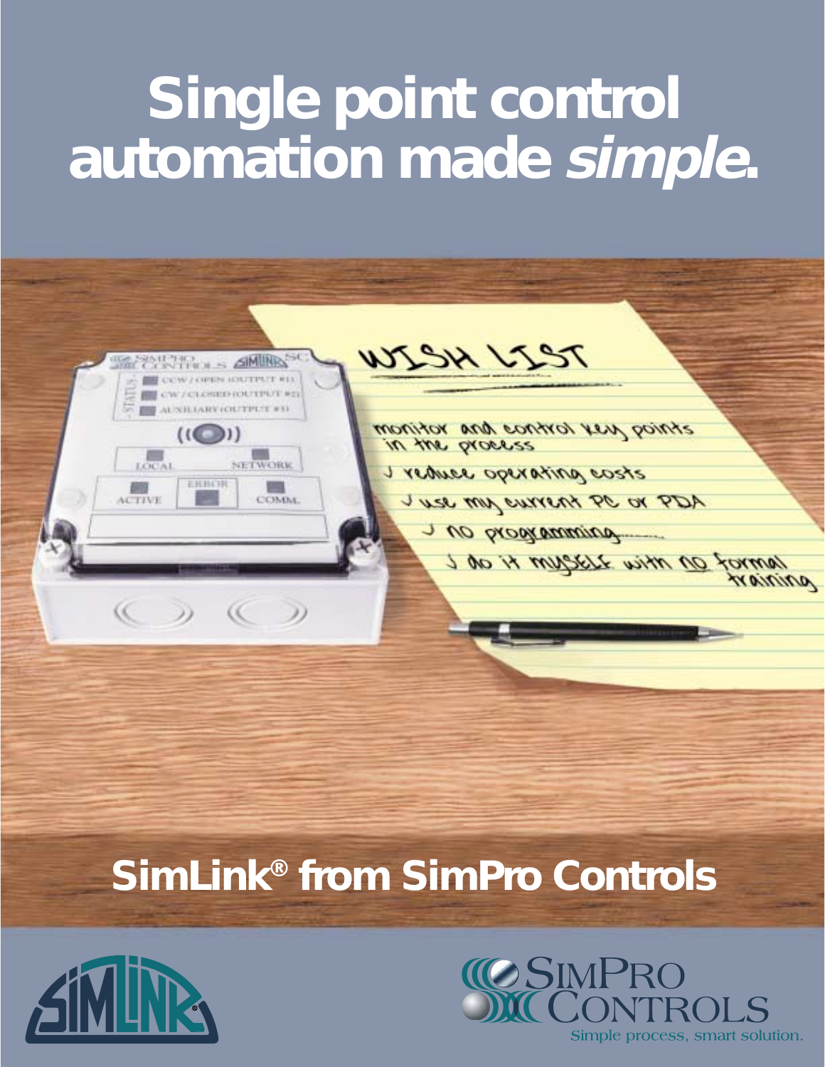# Single point control automation made *simple*.

## SimLink® from SimPro Controls

Simple process, smart solution.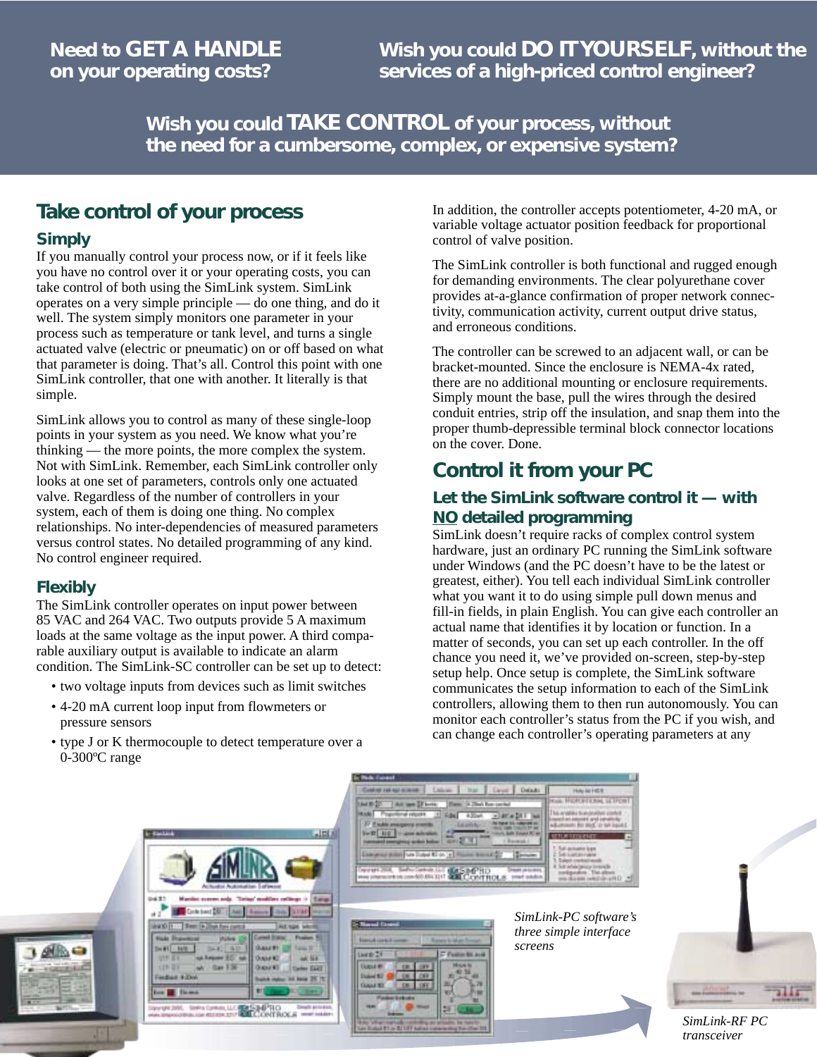**Need to GET A HANDLE on your operating costs?**

**Wish you could DO IT YOURSELF, without the services of a high-priced control engineer?**

**Wish you could TAKE CONTROL of your process, without the need for a cumbersome, complex, or expensive system?**

## Take control of your process

### Simply

If you manually control your process now, or if it feels like you have no control over it or your operating costs, you can take control of both using the SimLink system. SimLink operates on a very simple principle — do one thing, and do it well. The system simply monitors one parameter in your process such as temperature or tank level, and turns a single actuated valve (electric or pneumatic) on or off based on what that parameter is doing. That's all. Control this point with one SimLink controller, that one with another. It literally is that simple.

SimLink allows you to control as many of these single-loop points in your system as you need. We know what you're thinking — the more points, the more complex the system. Not with SimLink. Remember, each SimLink controller only looks at one set of parameters, controls only one actuated valve. Regardless of the number of controllers in your system, each of them is doing one thing. No complex relationships. No inter-dependencies of measured parameters versus control states. No detailed programming of any kind. No control engineer required.

### Flexibly

The SimLink controller operates on input power between 85 VAC and 264 VAC. Two outputs provide 5 A maximum loads at the same voltage as the input power. A third comparable auxiliary output is available to indicate an alarm condition. The SimLink-SC controller can be set up to detect:

- two voltage inputs from devices such as limit switches
- 4-20 mA current loop input from flowmeters or pressure sensors
- type J or K thermocouple to detect temperature over a 0-300ºC range

In addition, the controller accepts potentiometer, 4-20 mA, or variable voltage actuator position feedback for proportional control of valve position.

The SimLink controller is both functional and rugged enough for demanding environments. The clear polyurethane cover provides at-a-glance confirmation of proper network connectivity, communication activity, current output drive status, and erroneous conditions.

The controller can be screwed to an adjacent wall, or can be bracket-mounted. Since the enclosure is NEMA-4x rated, there are no additional mounting or enclosure requirements. Simply mount the base, pull the wires through the desired conduit entries, strip off the insulation, and snap them into the proper thumb-depressible terminal block connector locations on the cover. Done.

## Control it from your PC

### Let the SimLink software control it — with NO detailed programming

SimLink doesn't require racks of complex control system hardware, just an ordinary PC running the SimLink software under Windows (and the PC doesn't have to be the latest or greatest, either). You tell each individual SimLink controller what you want it to do using simple pull down menus and fill-in fields, in plain English. You can give each controller an actual name that identifies it by location or function. In a matter of seconds, you can set up each controller. In the off chance you need it, we've provided on-screen, step-by-step setup help. Once setup is complete, the SimLink software communicates the setup information to each of the SimLink controllers, allowing them to then run autonomously. You can monitor each controller's status from the PC if you wish, and can change each controller's operating parameters at any

*SimLink-PC software's three simple interface screens*

*SimLink-RF PC transceiver*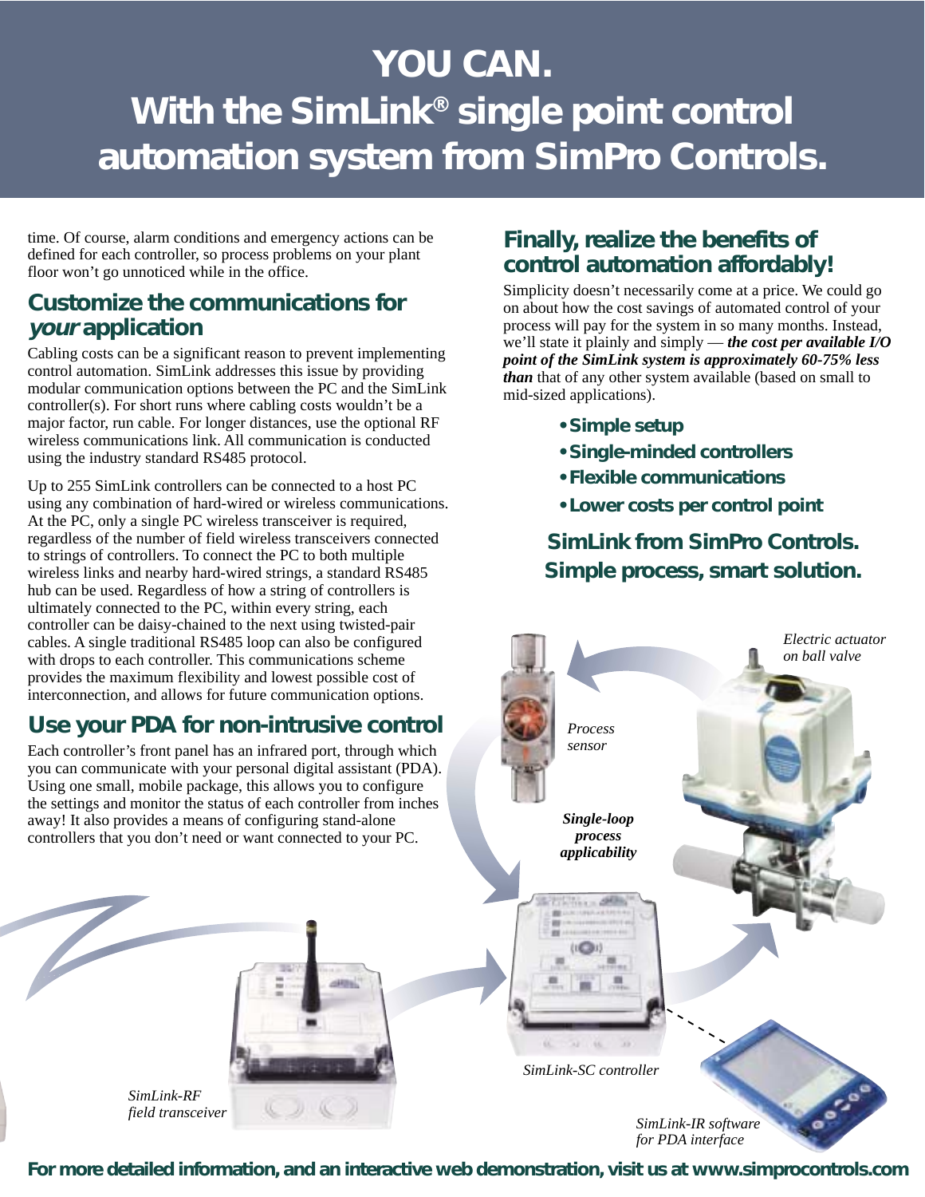# YOU CAN.
# With the SimLink® single point control automation system from SimPro Controls.

time. Of course, alarm conditions and emergency actions can be defined for each controller, so process problems on your plant floor won't go unnoticed while in the office.

## Customize the communications for *your* application

Cabling costs can be a significant reason to prevent implementing control automation. SimLink addresses this issue by providing modular communication options between the PC and the SimLink controller(s). For short runs where cabling costs wouldn't be a major factor, run cable. For longer distances, use the optional RF wireless communications link. All communication is conducted using the industry standard RS485 protocol.

Up to 255 SimLink controllers can be connected to a host PC using any combination of hard-wired or wireless communications. At the PC, only a single PC wireless transceiver is required, regardless of the number of field wireless transceivers connected to strings of controllers. To connect the PC to both multiple wireless links and nearby hard-wired strings, a standard RS485 hub can be used. Regardless of how a string of controllers is ultimately connected to the PC, within every string, each controller can be daisy-chained to the next using twisted-pair cables. A single traditional RS485 loop can also be configured with drops to each controller. This communications scheme provides the maximum flexibility and lowest possible cost of interconnection, and allows for future communication options.

## Use your PDA for non-intrusive control

Each controller's front panel has an infrared port, through which you can communicate with your personal digital assistant (PDA). Using one small, mobile package, this allows you to configure the settings and monitor the status of each controller from inches away! It also provides a means of configuring stand-alone controllers that you don't need or want connected to your PC.

## Finally, realize the benefits of control automation affordably!

Simplicity doesn't necessarily come at a price. We could go on about how the cost savings of automated control of your process will pay for the system in so many months. Instead, we'll state it plainly and simply — ***the cost per available I/O point of the SimLink system is approximately 60-75% less than*** that of any other system available (based on small to mid-sized applications).

- **Simple setup**
- **Single-minded controllers**
- **Flexible communications**
- **Lower costs per control point**

**SimLink from SimPro Controls.**
**Simple process, smart solution.**

*Electric actuator on ball valve*

*Process sensor*

***Single-loop process applicability***

*SimLink-SC controller*

*SimLink-RF field transceiver*

*SimLink-IR software for PDA interface*

**For more detailed information, and an interactive web demonstration, visit us at www.simprocontrols.com**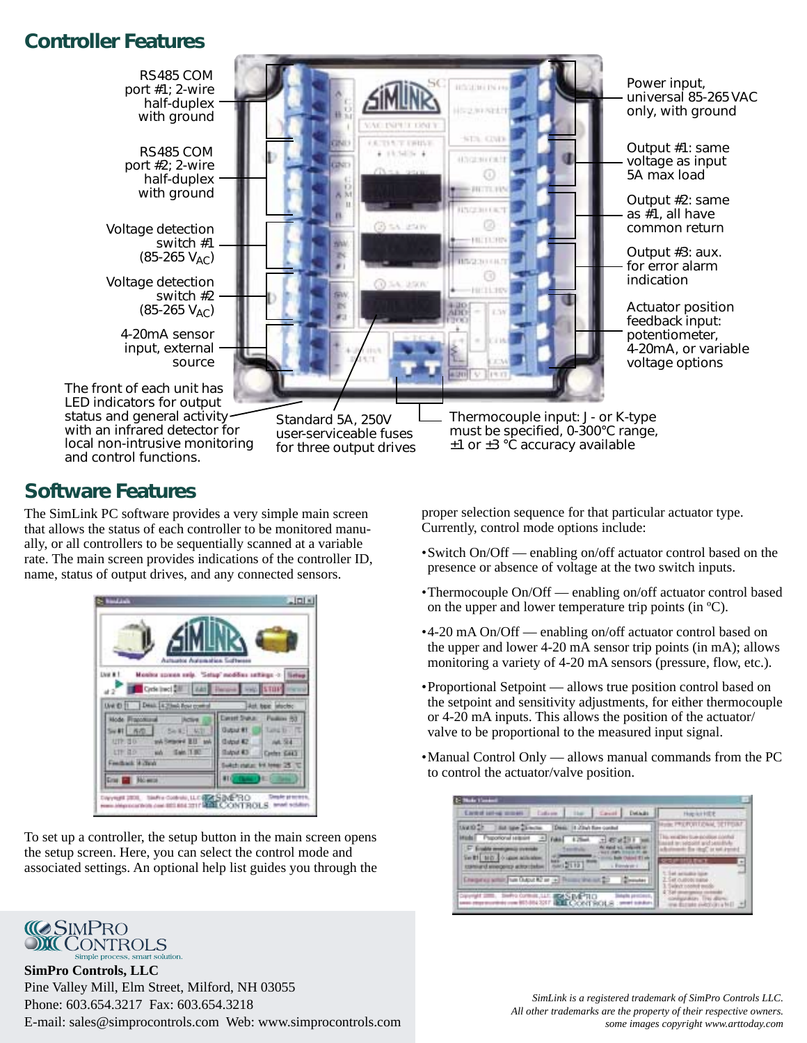## Controller Features

RS485 COM port #1; 2-wire half-duplex with ground

RS485 COM port #2; 2-wire half-duplex with ground

Voltage detection switch #1 (85-265 $V_{AC}$)

Voltage detection switch #2 (85-265 $V_{AC}$)

4-20mA sensor input, external source

The front of each unit has LED indicators for output status and general activity with an infrared detector for local non-intrusive monitoring and control functions.

Standard 5A, 250V user-serviceable fuses for three output drives

Thermocouple input: J- or K-type must be specified, 0-300°C range, ±1 or ±3 °C accuracy available

Power input, universal 85-265 VAC only, with ground

Output #1: same voltage as input 5A max load

Output #2: same as #1, all have common return

Output #3: aux. for error alarm indication

Actuator position feedback input: potentiometer, 4-20mA, or variable voltage options

## Software Features

The SimLink PC software provides a very simple main screen that allows the status of each controller to be monitored manually, or all controllers to be sequentially scanned at a variable rate. The main screen provides indications of the controller ID, name, status of output drives, and any connected sensors.

To set up a controller, the setup button in the main screen opens the setup screen. Here, you can select the control mode and associated settings. An optional help list guides you through the proper selection sequence for that particular actuator type. Currently, control mode options include:

- Switch On/Off — enabling on/off actuator control based on the presence or absence of voltage at the two switch inputs.
- Thermocouple On/Off — enabling on/off actuator control based on the upper and lower temperature trip points (in ºC).
- 4-20 mA On/Off — enabling on/off actuator control based on the upper and lower 4-20 mA sensor trip points (in mA); allows monitoring a variety of 4-20 mA sensors (pressure, flow, etc.).
- Proportional Setpoint — allows true position control based on the setpoint and sensitivity adjustments, for either thermocouple or 4-20 mA inputs. This allows the position of the actuator/valve to be proportional to the measured input signal.
- Manual Control Only — allows manual commands from the PC to control the actuator/valve position.

SimPro Controls
Simple process, smart solution.

**SimPro Controls, LLC**
Pine Valley Mill, Elm Street, Milford, NH 03055
Phone: 603.654.3217 Fax: 603.654.3218
E-mail: sales@simprocontrols.com Web: www.simprocontrols.com

*SimLink is a registered trademark of SimPro Controls LLC.*
*All other trademarks are the property of their respective owners.*
*some images copyright www.arttoday.com*